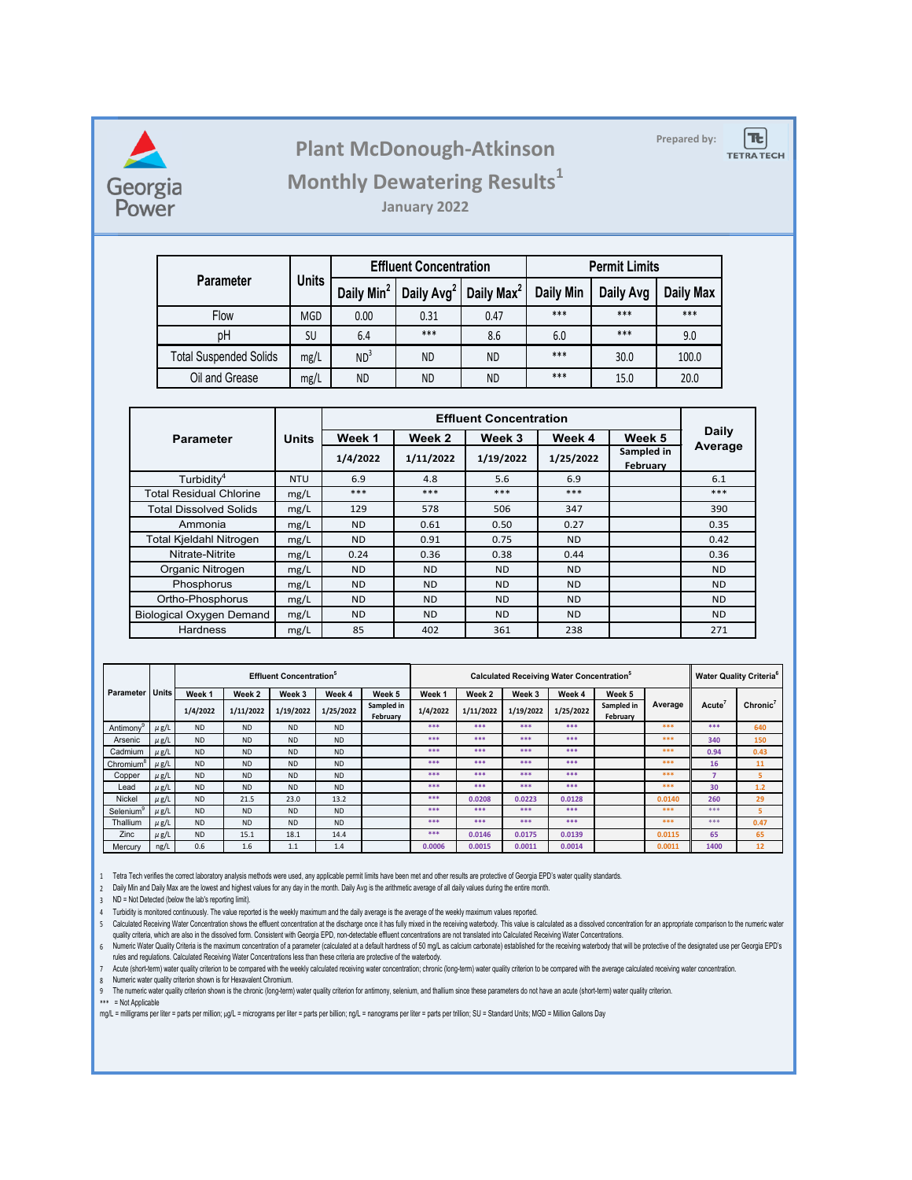# Plant McDonough-Atkinson

## Monthly Dewatering Results[1]

### January 2022

Prepared by: TETRA TECH

| Parameter | Units | Effluent Concentration | | | Permit Limits | | |
|---|---|---|---|---|---|---|---|
| | | Daily Min[2] | Daily Avg[2] | Daily Max[2] | Daily Min | Daily Avg | Daily Max |
| Flow | MGD | 0.00 | 0.31 | 0.47 | *** | *** | *** |
| pH | SU | 6.4 | *** | 8.6 | 6.0 | *** | 9.0 |
| Total Suspended Solids | mg/L | ND[3] | ND | ND | *** | 30.0 | 100.0 |
| Oil and Grease | mg/L | ND | ND | ND | *** | 15.0 | 20.0 |

| Parameter | Units | Effluent Concentration | | | | | Daily Average |
|---|---|---|---|---|---|---|---|
| | | Week 1 | Week 2 | Week 3 | Week 4 | Week 5 | |
| | | 1/4/2022 | 1/11/2022 | 1/19/2022 | 1/25/2022 | Sampled in February | |
| Turbidity[4] | NTU | 6.9 | 4.8 | 5.6 | 6.9 | | 6.1 |
| Total Residual Chlorine | mg/L | *** | *** | *** | *** | | *** |
| Total Dissolved Solids | mg/L | 129 | 578 | 506 | 347 | | 390 |
| Ammonia | mg/L | ND | 0.61 | 0.50 | 0.27 | | 0.35 |
| Total Kjeldahl Nitrogen | mg/L | ND | 0.91 | 0.75 | ND | | 0.42 |
| Nitrate-Nitrite | mg/L | 0.24 | 0.36 | 0.38 | 0.44 | | 0.36 |
| Organic Nitrogen | mg/L | ND | ND | ND | ND | | ND |
| Phosphorus | mg/L | ND | ND | ND | ND | | ND |
| Ortho-Phosphorus | mg/L | ND | ND | ND | ND | | ND |
| Biological Oxygen Demand | mg/L | ND | ND | ND | ND | | ND |
| Hardness | mg/L | 85 | 402 | 361 | 238 | | 271 |

| Parameter | Units | Effluent Concentration[5] | | | | | Calculated Receiving Water Concentration[5] | | | | | | Water Quality Criteria[6] | |
|---|---|---|---|---|---|---|---|---|---|---|---|---|---|---|
| | | Week 1 | Week 2 | Week 3 | Week 4 | Week 5 | Week 1 | Week 2 | Week 3 | Week 4 | Week 5 | Average | Acute[7] | Chronic[7] |
| | | 1/4/2022 | 1/11/2022 | 1/19/2022 | 1/25/2022 | Sampled in February | 1/4/2022 | 1/11/2022 | 1/19/2022 | 1/25/2022 | Sampled in February | | | |
| Antimony[9] | μg/L | ND | ND | ND | ND | | *** | *** | *** | *** | | *** | *** | 640 |
| Arsenic | μg/L | ND | ND | ND | ND | | *** | *** | *** | *** | | *** | 340 | 150 |
| Cadmium | μg/L | ND | ND | ND | ND | | *** | *** | *** | *** | | *** | 0.94 | 0.43 |
| Chromium[8] | μg/L | ND | ND | ND | ND | | *** | *** | *** | *** | | *** | 16 | 11 |
| Copper | μg/L | ND | ND | ND | ND | | *** | *** | *** | *** | | *** | 7 | 5 |
| Lead | μg/L | ND | ND | ND | ND | | *** | *** | *** | *** | | *** | 30 | 1.2 |
| Nickel | μg/L | ND | 21.5 | 23.0 | 13.2 | | *** | 0.0208 | 0.0223 | 0.0128 | | 0.0140 | 260 | 29 |
| Selenium[9] | μg/L | ND | ND | ND | ND | | *** | *** | *** | *** | | *** | *** | 5 |
| Thallium | μg/L | ND | ND | ND | ND | | *** | *** | *** | *** | | *** | *** | 0.47 |
| Zinc | μg/L | ND | 15.1 | 18.1 | 14.4 | | *** | 0.0146 | 0.0175 | 0.0139 | | 0.0115 | 65 | 65 |
| Mercury | ng/L | 0.6 | 1.6 | 1.1 | 1.4 | | 0.0006 | 0.0015 | 0.0011 | 0.0014 | | 0.0011 | 1400 | 12 |

1 Tetra Tech verifies the correct laboratory analysis methods were used, any applicable permit limits have been met and other results are protective of Georgia EPD's water quality standards.

2 Daily Min and Daily Max are the lowest and highest values for any day in the month. Daily Avg is the arithmetic average of all daily values during the entire month.

3 ND = Not Detected (below the lab's reporting limit).

4 Turbidity is monitored continuously. The value reported is the weekly maximum and the daily average is the average of the weekly maximum values reported.

5 Calculated Receiving Water Concentration shows the effluent concentration at the discharge once it has fully mixed in the receiving waterbody. This value is calculated as a dissolved concentration for an appropriate comparison to the numeric water quality criteria, which are also in the dissolved form. Consistent with Georgia EPD, non-detectable effluent concentrations are not translated into Calculated Receiving Water Concentrations.

6 Numeric Water Quality Criteria is the maximum concentration of a parameter (calculated at a default hardness of 50 mg/L as calcium carbonate) established for the receiving waterbody that will be protective of the designated use per Georgia EPD's rules and regulations. Calculated Receiving Water Concentrations less than these criteria are protective of the waterbody.

7 Acute (short-term) water quality criterion to be compared with the weekly calculated receiving water concentration; chronic (long-term) water quality criterion to be compared with the average calculated receiving water concentration.

8 Numeric water quality criterion shown is for Hexavalent Chromium.

9 The numeric water quality criterion shown is the chronic (long-term) water quality criterion for antimony, selenium, and thallium since these parameters do not have an acute (short-term) water quality criterion.

*** = Not Applicable

mg/L = milligrams per liter = parts per million; μg/L = micrograms per liter = parts per billion; ng/L = nanograms per liter = parts per trillion; SU = Standard Units; MGD = Million Gallons Day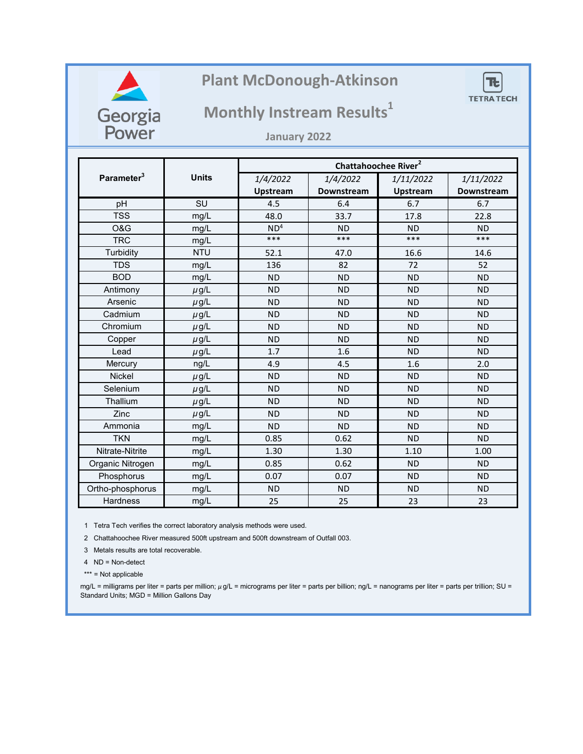# Plant McDonough-Atkinson

## Monthly Instream Results[1]

### January 2022

| Parameter[3] | Units | Chattahoochee River[2] | | | |
|---|---|---|---|---|---|
| | | *1/4/2022* Upstream | *1/4/2022* Downstream | *1/11/2022* Upstream | *1/11/2022* Downstream |
| pH | SU | 4.5 | 6.4 | 6.7 | 6.7 |
| TSS | mg/L | 48.0 | 33.7 | 17.8 | 22.8 |
| O&G | mg/L | ND[4] | ND | ND | ND |
| TRC | mg/L | *** | *** | *** | *** |
| Turbidity | NTU | 52.1 | 47.0 | 16.6 | 14.6 |
| TDS | mg/L | 136 | 82 | 72 | 52 |
| BOD | mg/L | ND | ND | ND | ND |
| Antimony | μg/L | ND | ND | ND | ND |
| Arsenic | μg/L | ND | ND | ND | ND |
| Cadmium | μg/L | ND | ND | ND | ND |
| Chromium | μg/L | ND | ND | ND | ND |
| Copper | μg/L | ND | ND | ND | ND |
| Lead | μg/L | 1.7 | 1.6 | ND | ND |
| Mercury | ng/L | 4.9 | 4.5 | 1.6 | 2.0 |
| Nickel | μg/L | ND | ND | ND | ND |
| Selenium | μg/L | ND | ND | ND | ND |
| Thallium | μg/L | ND | ND | ND | ND |
| Zinc | μg/L | ND | ND | ND | ND |
| Ammonia | mg/L | ND | ND | ND | ND |
| TKN | mg/L | 0.85 | 0.62 | ND | ND |
| Nitrate-Nitrite | mg/L | 1.30 | 1.30 | 1.10 | 1.00 |
| Organic Nitrogen | mg/L | 0.85 | 0.62 | ND | ND |
| Phosphorus | mg/L | 0.07 | 0.07 | ND | ND |
| Ortho-phosphorus | mg/L | ND | ND | ND | ND |
| Hardness | mg/L | 25 | 25 | 23 | 23 |

1 Tetra Tech verifies the correct laboratory analysis methods were used.

2 Chattahoochee River measured 500ft upstream and 500ft downstream of Outfall 003.

3 Metals results are total recoverable.

4 ND = Non-detect

*** = Not applicable

mg/L = milligrams per liter = parts per million; μg/L = micrograms per liter = parts per billion; ng/L = nanograms per liter = parts per trillion; SU = Standard Units; MGD = Million Gallons Day